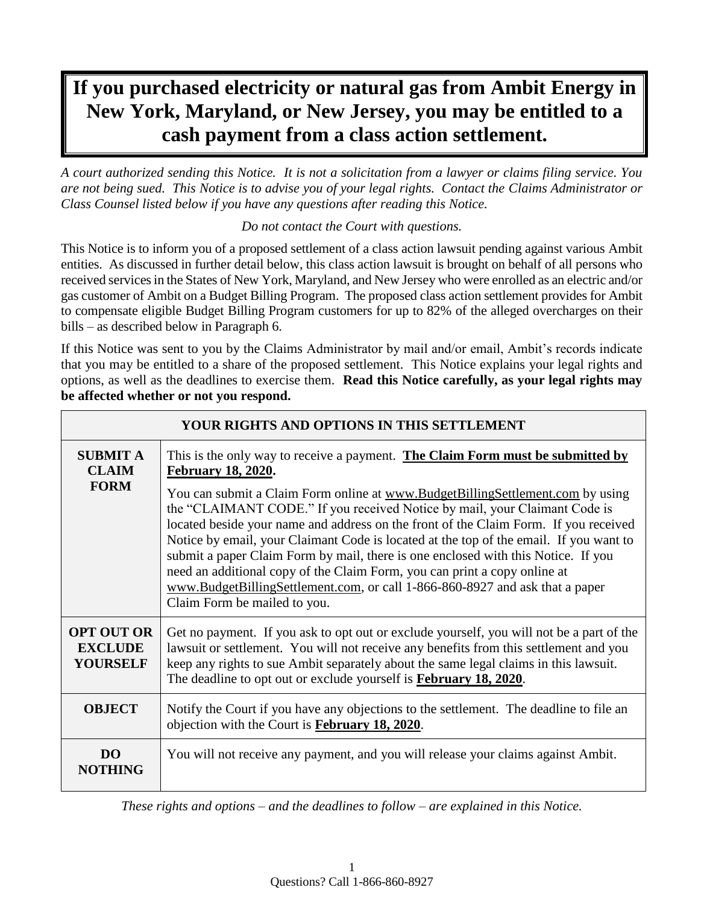# If you purchased electricity or natural gas from Ambit Energy in New York, Maryland, or New Jersey, you may be entitled to a cash payment from a class action settlement.

*A court authorized sending this Notice. It is not a solicitation from a lawyer or claims filing service. You are not being sued. This Notice is to advise you of your legal rights. Contact the Claims Administrator or Class Counsel listed below if you have any questions after reading this Notice.*

*Do not contact the Court with questions.*

This Notice is to inform you of a proposed settlement of a class action lawsuit pending against various Ambit entities. As discussed in further detail below, this class action lawsuit is brought on behalf of all persons who received services in the States of New York, Maryland, and New Jersey who were enrolled as an electric and/or gas customer of Ambit on a Budget Billing Program. The proposed class action settlement provides for Ambit to compensate eligible Budget Billing Program customers for up to 82% of the alleged overcharges on their bills – as described below in Paragraph 6.

If this Notice was sent to you by the Claims Administrator by mail and/or email, Ambit's records indicate that you may be entitled to a share of the proposed settlement. This Notice explains your legal rights and options, as well as the deadlines to exercise them. **Read this Notice carefully, as your legal rights may be affected whether or not you respond.**

| YOUR RIGHTS AND OPTIONS IN THIS SETTLEMENT | |
|---|---|
| **SUBMIT A CLAIM FORM** | This is the only way to receive a payment. **The Claim Form must be submitted by February 18, 2020.** You can submit a Claim Form online at www.BudgetBillingSettlement.com by using the "CLAIMANT CODE." If you received Notice by mail, your Claimant Code is located beside your name and address on the front of the Claim Form. If you received Notice by email, your Claimant Code is located at the top of the email. If you want to submit a paper Claim Form by mail, there is one enclosed with this Notice. If you need an additional copy of the Claim Form, you can print a copy online at www.BudgetBillingSettlement.com, or call 1-866-860-8927 and ask that a paper Claim Form be mailed to you. |
| **OPT OUT OR EXCLUDE YOURSELF** | Get no payment. If you ask to opt out or exclude yourself, you will not be a part of the lawsuit or settlement. You will not receive any benefits from this settlement and you keep any rights to sue Ambit separately about the same legal claims in this lawsuit. The deadline to opt out or exclude yourself is **February 18, 2020**. |
| **OBJECT** | Notify the Court if you have any objections to the settlement. The deadline to file an objection with the Court is **February 18, 2020**. |
| **DO NOTHING** | You will not receive any payment, and you will release your claims against Ambit. |

*These rights and options – and the deadlines to follow – are explained in this Notice.*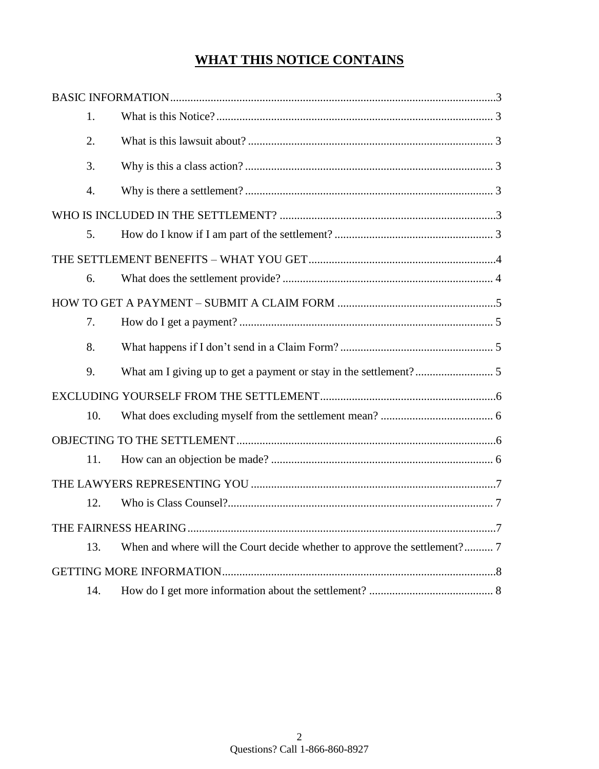## WHAT THIS NOTICE CONTAINS

BASIC INFORMATION ..... 3

1. What is this Notice? ..... 3
2. What is this lawsuit about? ..... 3
3. Why is this a class action? ..... 3
4. Why is there a settlement? ..... 3

WHO IS INCLUDED IN THE SETTLEMENT? ..... 3

5. How do I know if I am part of the settlement? ..... 3

THE SETTLEMENT BENEFITS – WHAT YOU GET ..... 4

6. What does the settlement provide? ..... 4

HOW TO GET A PAYMENT – SUBMIT A CLAIM FORM ..... 5

7. How do I get a payment? ..... 5
8. What happens if I don't send in a Claim Form? ..... 5
9. What am I giving up to get a payment or stay in the settlement? ..... 5

EXCLUDING YOURSELF FROM THE SETTLEMENT ..... 6

10. What does excluding myself from the settlement mean? ..... 6

OBJECTING TO THE SETTLEMENT ..... 6

11. How can an objection be made? ..... 6

THE LAWYERS REPRESENTING YOU ..... 7

12. Who is Class Counsel? ..... 7

THE FAIRNESS HEARING ..... 7

13. When and where will the Court decide whether to approve the settlement? ..... 7

GETTING MORE INFORMATION ..... 8

14. How do I get more information about the settlement? ..... 8

Questions? Call 1-866-860-8927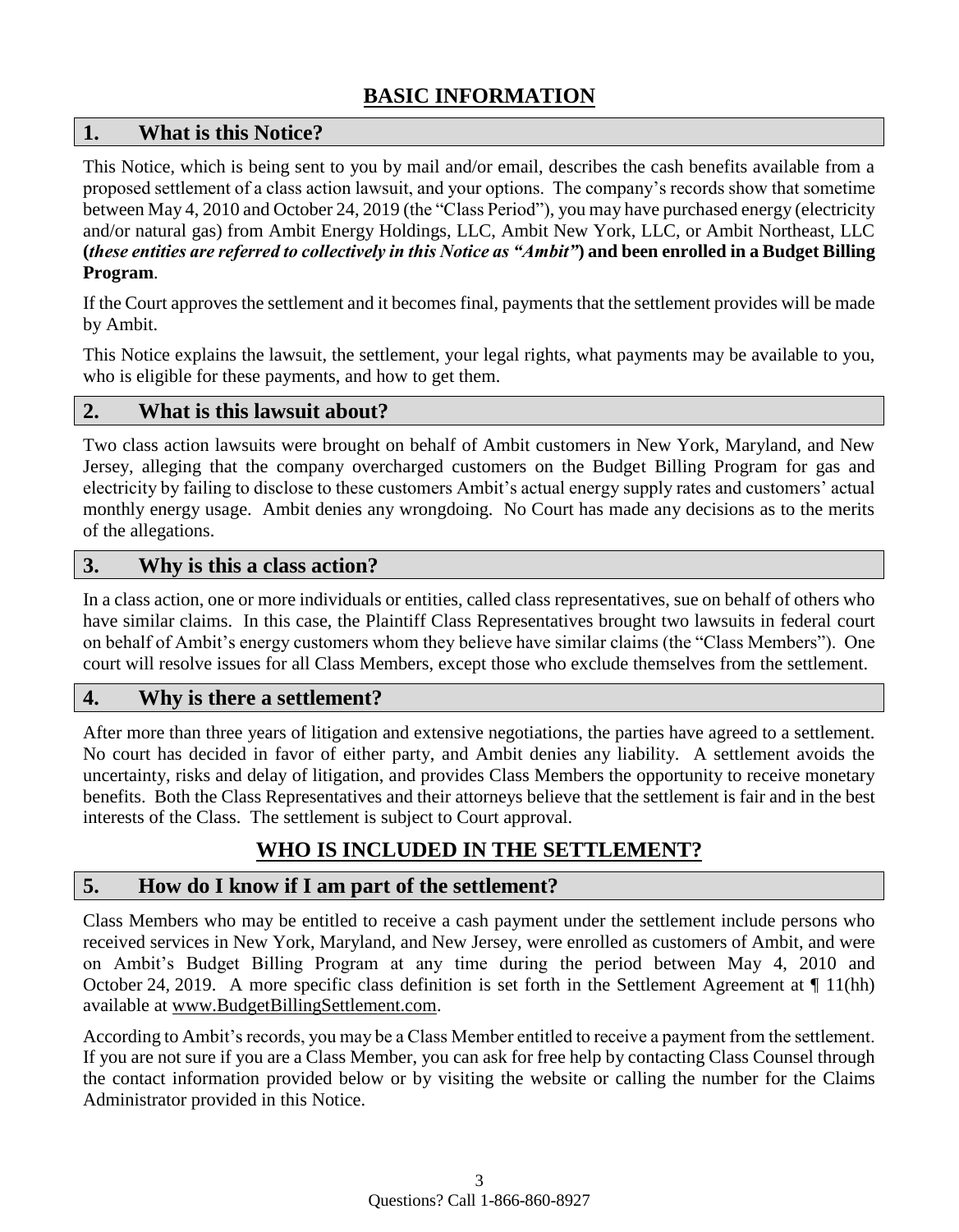## BASIC INFORMATION

### 1. What is this Notice?

This Notice, which is being sent to you by mail and/or email, describes the cash benefits available from a proposed settlement of a class action lawsuit, and your options. The company's records show that sometime between May 4, 2010 and October 24, 2019 (the "Class Period"), you may have purchased energy (electricity and/or natural gas) from Ambit Energy Holdings, LLC, Ambit New York, LLC, or Ambit Northeast, LLC **(*these entities are referred to collectively in this Notice as "Ambit"*) and been enrolled in a Budget Billing Program**.

If the Court approves the settlement and it becomes final, payments that the settlement provides will be made by Ambit.

This Notice explains the lawsuit, the settlement, your legal rights, what payments may be available to you, who is eligible for these payments, and how to get them.

### 2. What is this lawsuit about?

Two class action lawsuits were brought on behalf of Ambit customers in New York, Maryland, and New Jersey, alleging that the company overcharged customers on the Budget Billing Program for gas and electricity by failing to disclose to these customers Ambit's actual energy supply rates and customers' actual monthly energy usage. Ambit denies any wrongdoing. No Court has made any decisions as to the merits of the allegations.

### 3. Why is this a class action?

In a class action, one or more individuals or entities, called class representatives, sue on behalf of others who have similar claims. In this case, the Plaintiff Class Representatives brought two lawsuits in federal court on behalf of Ambit's energy customers whom they believe have similar claims (the "Class Members"). One court will resolve issues for all Class Members, except those who exclude themselves from the settlement.

### 4. Why is there a settlement?

After more than three years of litigation and extensive negotiations, the parties have agreed to a settlement. No court has decided in favor of either party, and Ambit denies any liability. A settlement avoids the uncertainty, risks and delay of litigation, and provides Class Members the opportunity to receive monetary benefits. Both the Class Representatives and their attorneys believe that the settlement is fair and in the best interests of the Class. The settlement is subject to Court approval.

## WHO IS INCLUDED IN THE SETTLEMENT?

### 5. How do I know if I am part of the settlement?

Class Members who may be entitled to receive a cash payment under the settlement include persons who received services in New York, Maryland, and New Jersey, were enrolled as customers of Ambit, and were on Ambit's Budget Billing Program at any time during the period between May 4, 2010 and October 24, 2019. A more specific class definition is set forth in the Settlement Agreement at ¶ 11(hh) available at www.BudgetBillingSettlement.com.

According to Ambit's records, you may be a Class Member entitled to receive a payment from the settlement. If you are not sure if you are a Class Member, you can ask for free help by contacting Class Counsel through the contact information provided below or by visiting the website or calling the number for the Claims Administrator provided in this Notice.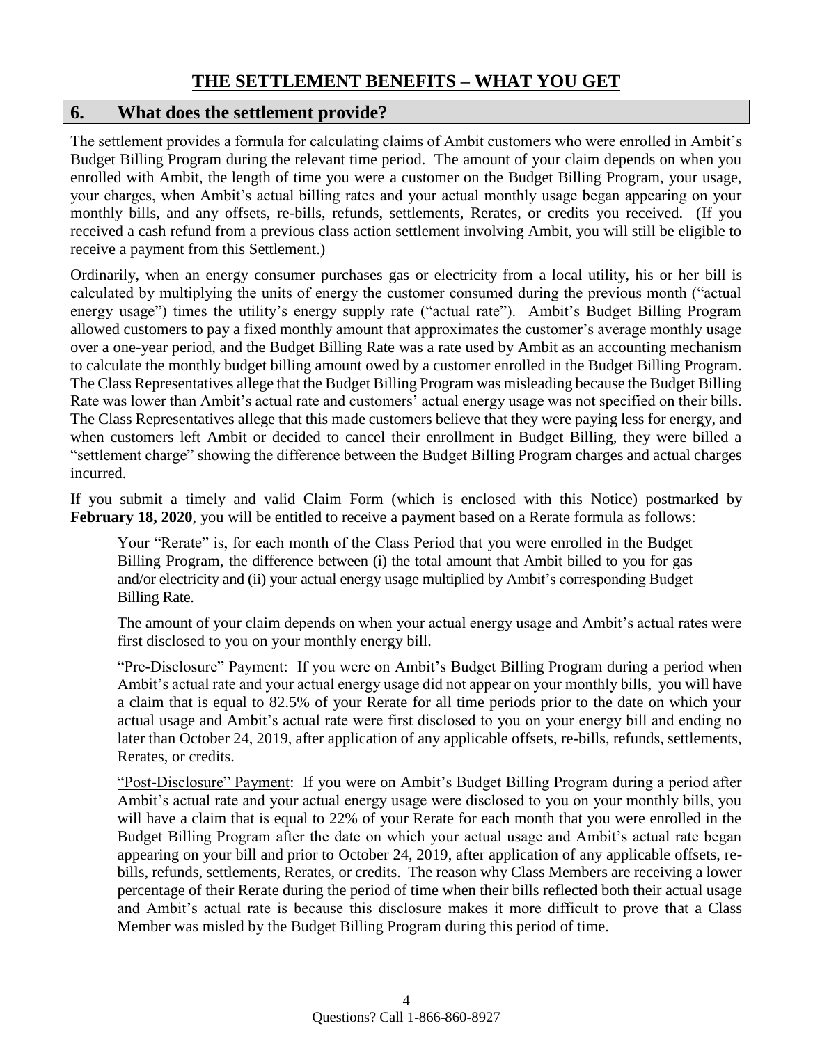## THE SETTLEMENT BENEFITS – WHAT YOU GET

### 6. What does the settlement provide?

The settlement provides a formula for calculating claims of Ambit customers who were enrolled in Ambit's Budget Billing Program during the relevant time period. The amount of your claim depends on when you enrolled with Ambit, the length of time you were a customer on the Budget Billing Program, your usage, your charges, when Ambit's actual billing rates and your actual monthly usage began appearing on your monthly bills, and any offsets, re-bills, refunds, settlements, Rerates, or credits you received. (If you received a cash refund from a previous class action settlement involving Ambit, you will still be eligible to receive a payment from this Settlement.)

Ordinarily, when an energy consumer purchases gas or electricity from a local utility, his or her bill is calculated by multiplying the units of energy the customer consumed during the previous month ("actual energy usage") times the utility's energy supply rate ("actual rate"). Ambit's Budget Billing Program allowed customers to pay a fixed monthly amount that approximates the customer's average monthly usage over a one-year period, and the Budget Billing Rate was a rate used by Ambit as an accounting mechanism to calculate the monthly budget billing amount owed by a customer enrolled in the Budget Billing Program. The Class Representatives allege that the Budget Billing Program was misleading because the Budget Billing Rate was lower than Ambit's actual rate and customers' actual energy usage was not specified on their bills. The Class Representatives allege that this made customers believe that they were paying less for energy, and when customers left Ambit or decided to cancel their enrollment in Budget Billing, they were billed a "settlement charge" showing the difference between the Budget Billing Program charges and actual charges incurred.

If you submit a timely and valid Claim Form (which is enclosed with this Notice) postmarked by **February 18, 2020**, you will be entitled to receive a payment based on a Rerate formula as follows:

> Your "Rerate" is, for each month of the Class Period that you were enrolled in the Budget Billing Program, the difference between (i) the total amount that Ambit billed to you for gas and/or electricity and (ii) your actual energy usage multiplied by Ambit's corresponding Budget Billing Rate.
>
> The amount of your claim depends on when your actual energy usage and Ambit's actual rates were first disclosed to you on your monthly energy bill.
>
> "Pre-Disclosure" Payment: If you were on Ambit's Budget Billing Program during a period when Ambit's actual rate and your actual energy usage did not appear on your monthly bills, you will have a claim that is equal to 82.5% of your Rerate for all time periods prior to the date on which your actual usage and Ambit's actual rate were first disclosed to you on your energy bill and ending no later than October 24, 2019, after application of any applicable offsets, re-bills, refunds, settlements, Rerates, or credits.
>
> "Post-Disclosure" Payment: If you were on Ambit's Budget Billing Program during a period after Ambit's actual rate and your actual energy usage were disclosed to you on your monthly bills, you will have a claim that is equal to 22% of your Rerate for each month that you were enrolled in the Budget Billing Program after the date on which your actual usage and Ambit's actual rate began appearing on your bill and prior to October 24, 2019, after application of any applicable offsets, re-bills, refunds, settlements, Rerates, or credits. The reason why Class Members are receiving a lower percentage of their Rerate during the period of time when their bills reflected both their actual usage and Ambit's actual rate is because this disclosure makes it more difficult to prove that a Class Member was misled by the Budget Billing Program during this period of time.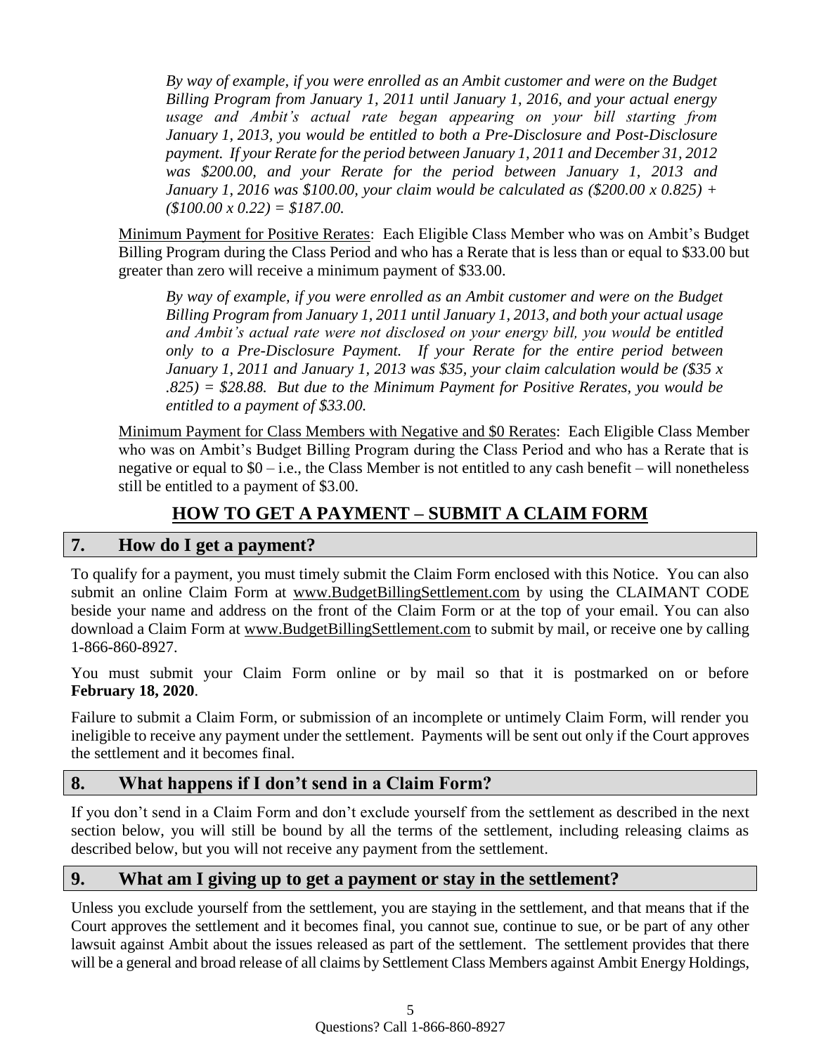*By way of example, if you were enrolled as an Ambit customer and were on the Budget Billing Program from January 1, 2011 until January 1, 2016, and your actual energy usage and Ambit's actual rate began appearing on your bill starting from January 1, 2013, you would be entitled to both a Pre-Disclosure and Post-Disclosure payment. If your Rerate for the period between January 1, 2011 and December 31, 2012 was $200.00, and your Rerate for the period between January 1, 2013 and January 1, 2016 was $100.00, your claim would be calculated as ($200.00 x 0.825) + ($100.00 x 0.22) = $187.00.*

Minimum Payment for Positive Rerates: Each Eligible Class Member who was on Ambit's Budget Billing Program during the Class Period and who has a Rerate that is less than or equal to $33.00 but greater than zero will receive a minimum payment of $33.00.

*By way of example, if you were enrolled as an Ambit customer and were on the Budget Billing Program from January 1, 2011 until January 1, 2013, and both your actual usage and Ambit's actual rate were not disclosed on your energy bill, you would be entitled only to a Pre-Disclosure Payment. If your Rerate for the entire period between January 1, 2011 and January 1, 2013 was $35, your claim calculation would be ($35 x .825) = $28.88. But due to the Minimum Payment for Positive Rerates, you would be entitled to a payment of $33.00.*

Minimum Payment for Class Members with Negative and $0 Rerates: Each Eligible Class Member who was on Ambit's Budget Billing Program during the Class Period and who has a Rerate that is negative or equal to $0 – i.e., the Class Member is not entitled to any cash benefit – will nonetheless still be entitled to a payment of $3.00.

## HOW TO GET A PAYMENT – SUBMIT A CLAIM FORM

### 7. How do I get a payment?

To qualify for a payment, you must timely submit the Claim Form enclosed with this Notice. You can also submit an online Claim Form at www.BudgetBillingSettlement.com by using the CLAIMANT CODE beside your name and address on the front of the Claim Form or at the top of your email. You can also download a Claim Form at www.BudgetBillingSettlement.com to submit by mail, or receive one by calling 1-866-860-8927.

You must submit your Claim Form online or by mail so that it is postmarked on or before **February 18, 2020**.

Failure to submit a Claim Form, or submission of an incomplete or untimely Claim Form, will render you ineligible to receive any payment under the settlement. Payments will be sent out only if the Court approves the settlement and it becomes final.

### 8. What happens if I don't send in a Claim Form?

If you don't send in a Claim Form and don't exclude yourself from the settlement as described in the next section below, you will still be bound by all the terms of the settlement, including releasing claims as described below, but you will not receive any payment from the settlement.

### 9. What am I giving up to get a payment or stay in the settlement?

Unless you exclude yourself from the settlement, you are staying in the settlement, and that means that if the Court approves the settlement and it becomes final, you cannot sue, continue to sue, or be part of any other lawsuit against Ambit about the issues released as part of the settlement. The settlement provides that there will be a general and broad release of all claims by Settlement Class Members against Ambit Energy Holdings,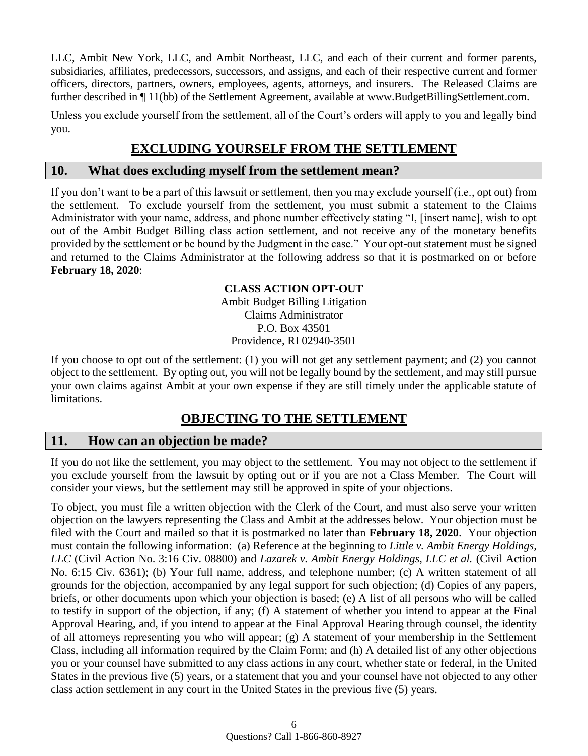LLC, Ambit New York, LLC, and Ambit Northeast, LLC, and each of their current and former parents, subsidiaries, affiliates, predecessors, successors, and assigns, and each of their respective current and former officers, directors, partners, owners, employees, agents, attorneys, and insurers. The Released Claims are further described in ¶ 11(bb) of the Settlement Agreement, available at www.BudgetBillingSettlement.com.

Unless you exclude yourself from the settlement, all of the Court's orders will apply to you and legally bind you.

## EXCLUDING YOURSELF FROM THE SETTLEMENT

### 10. What does excluding myself from the settlement mean?

If you don't want to be a part of this lawsuit or settlement, then you may exclude yourself (i.e., opt out) from the settlement. To exclude yourself from the settlement, you must submit a statement to the Claims Administrator with your name, address, and phone number effectively stating "I, [insert name], wish to opt out of the Ambit Budget Billing class action settlement, and not receive any of the monetary benefits provided by the settlement or be bound by the Judgment in the case." Your opt-out statement must be signed and returned to the Claims Administrator at the following address so that it is postmarked on or before **February 18, 2020**:

**CLASS ACTION OPT-OUT**
Ambit Budget Billing Litigation
Claims Administrator
P.O. Box 43501
Providence, RI 02940-3501

If you choose to opt out of the settlement: (1) you will not get any settlement payment; and (2) you cannot object to the settlement. By opting out, you will not be legally bound by the settlement, and may still pursue your own claims against Ambit at your own expense if they are still timely under the applicable statute of limitations.

## OBJECTING TO THE SETTLEMENT

### 11. How can an objection be made?

If you do not like the settlement, you may object to the settlement. You may not object to the settlement if you exclude yourself from the lawsuit by opting out or if you are not a Class Member. The Court will consider your views, but the settlement may still be approved in spite of your objections.

To object, you must file a written objection with the Clerk of the Court, and must also serve your written objection on the lawyers representing the Class and Ambit at the addresses below. Your objection must be filed with the Court and mailed so that it is postmarked no later than **February 18, 2020**. Your objection must contain the following information: (a) Reference at the beginning to *Little v. Ambit Energy Holdings, LLC* (Civil Action No. 3:16 Civ. 08800) and *Lazarek v. Ambit Energy Holdings, LLC et al.* (Civil Action No. 6:15 Civ. 6361); (b) Your full name, address, and telephone number; (c) A written statement of all grounds for the objection, accompanied by any legal support for such objection; (d) Copies of any papers, briefs, or other documents upon which your objection is based; (e) A list of all persons who will be called to testify in support of the objection, if any; (f) A statement of whether you intend to appear at the Final Approval Hearing, and, if you intend to appear at the Final Approval Hearing through counsel, the identity of all attorneys representing you who will appear; (g) A statement of your membership in the Settlement Class, including all information required by the Claim Form; and (h) A detailed list of any other objections you or your counsel have submitted to any class actions in any court, whether state or federal, in the United States in the previous five (5) years, or a statement that you and your counsel have not objected to any other class action settlement in any court in the United States in the previous five (5) years.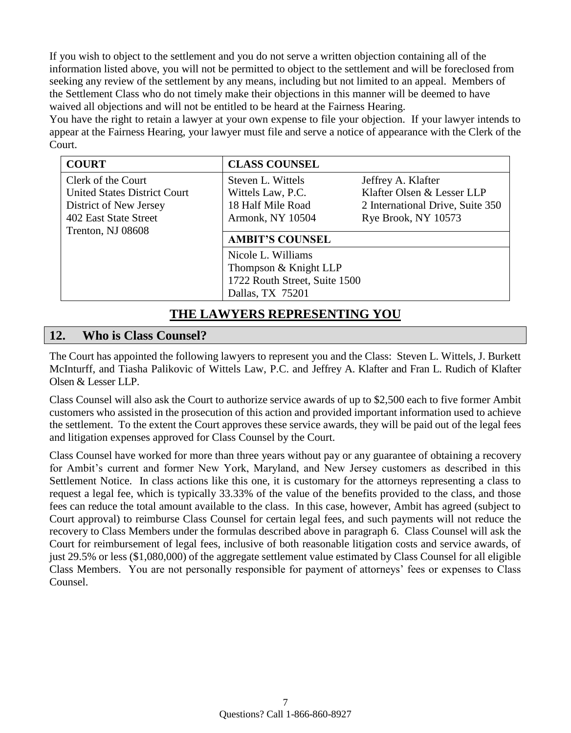If you wish to object to the settlement and you do not serve a written objection containing all of the information listed above, you will not be permitted to object to the settlement and will be foreclosed from seeking any review of the settlement by any means, including but not limited to an appeal. Members of the Settlement Class who do not timely make their objections in this manner will be deemed to have waived all objections and will not be entitled to be heard at the Fairness Hearing.

You have the right to retain a lawyer at your own expense to file your objection. If your lawyer intends to appear at the Fairness Hearing, your lawyer must file and serve a notice of appearance with the Clerk of the Court.

| COURT | CLASS COUNSEL | |
|---|---|---|
| Clerk of the Court<br>United States District Court<br>District of New Jersey<br>402 East State Street<br>Trenton, NJ 08608 | Steven L. Wittels<br>Wittels Law, P.C.<br>18 Half Mile Road<br>Armonk, NY 10504 | Jeffrey A. Klafter<br>Klafter Olsen & Lesser LLP<br>2 International Drive, Suite 350<br>Rye Brook, NY 10573 |
| | **AMBIT'S COUNSEL** | |
| | Nicole L. Williams<br>Thompson & Knight LLP<br>1722 Routh Street, Suite 1500<br>Dallas, TX 75201 | |

## THE LAWYERS REPRESENTING YOU

### 12. Who is Class Counsel?

The Court has appointed the following lawyers to represent you and the Class: Steven L. Wittels, J. Burkett McInturff, and Tiasha Palikovic of Wittels Law, P.C. and Jeffrey A. Klafter and Fran L. Rudich of Klafter Olsen & Lesser LLP.

Class Counsel will also ask the Court to authorize service awards of up to $2,500 each to five former Ambit customers who assisted in the prosecution of this action and provided important information used to achieve the settlement. To the extent the Court approves these service awards, they will be paid out of the legal fees and litigation expenses approved for Class Counsel by the Court.

Class Counsel have worked for more than three years without pay or any guarantee of obtaining a recovery for Ambit's current and former New York, Maryland, and New Jersey customers as described in this Settlement Notice. In class actions like this one, it is customary for the attorneys representing a class to request a legal fee, which is typically 33.33% of the value of the benefits provided to the class, and those fees can reduce the total amount available to the class. In this case, however, Ambit has agreed (subject to Court approval) to reimburse Class Counsel for certain legal fees, and such payments will not reduce the recovery to Class Members under the formulas described above in paragraph 6. Class Counsel will ask the Court for reimbursement of legal fees, inclusive of both reasonable litigation costs and service awards, of just 29.5% or less ($1,080,000) of the aggregate settlement value estimated by Class Counsel for all eligible Class Members. You are not personally responsible for payment of attorneys' fees or expenses to Class Counsel.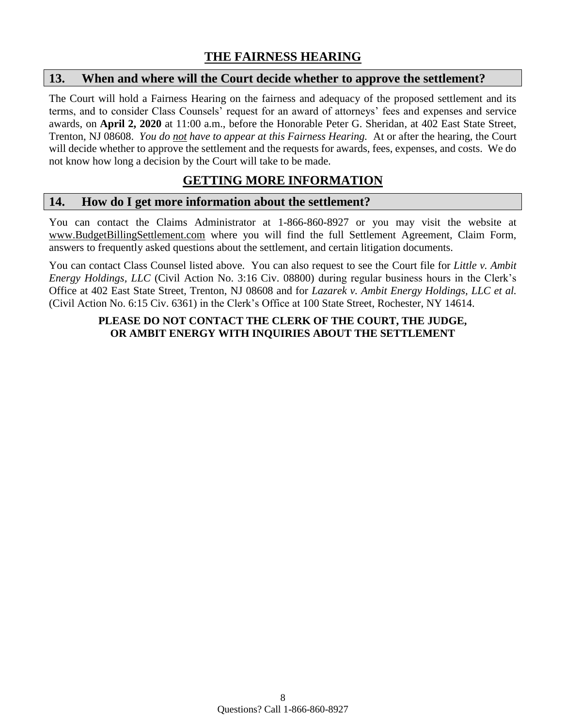## THE FAIRNESS HEARING

### 13. When and where will the Court decide whether to approve the settlement?

The Court will hold a Fairness Hearing on the fairness and adequacy of the proposed settlement and its terms, and to consider Class Counsels' request for an award of attorneys' fees and expenses and service awards, on **April 2, 2020** at 11:00 a.m., before the Honorable Peter G. Sheridan, at 402 East State Street, Trenton, NJ 08608. *You do not have to appear at this Fairness Hearing.* At or after the hearing, the Court will decide whether to approve the settlement and the requests for awards, fees, expenses, and costs. We do not know how long a decision by the Court will take to be made.

## GETTING MORE INFORMATION

### 14. How do I get more information about the settlement?

You can contact the Claims Administrator at 1-866-860-8927 or you may visit the website at www.BudgetBillingSettlement.com where you will find the full Settlement Agreement, Claim Form, answers to frequently asked questions about the settlement, and certain litigation documents.

You can contact Class Counsel listed above. You can also request to see the Court file for *Little v. Ambit Energy Holdings, LLC* (Civil Action No. 3:16 Civ. 08800) during regular business hours in the Clerk's Office at 402 East State Street, Trenton, NJ 08608 and for *Lazarek v. Ambit Energy Holdings, LLC et al.* (Civil Action No. 6:15 Civ. 6361) in the Clerk's Office at 100 State Street, Rochester, NY 14614.

**PLEASE DO NOT CONTACT THE CLERK OF THE COURT, THE JUDGE, OR AMBIT ENERGY WITH INQUIRIES ABOUT THE SETTLEMENT**